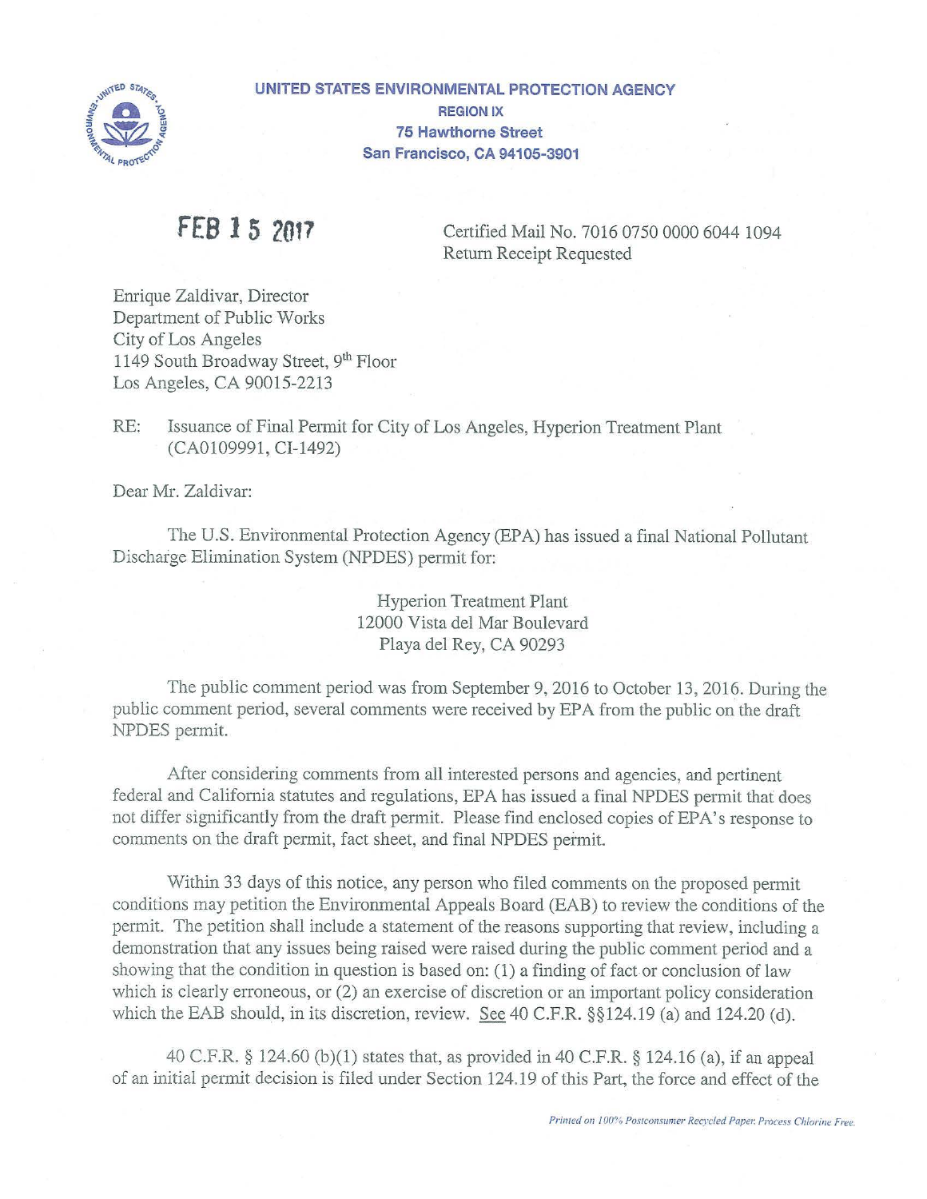**UNITED STATES ENVIRONMENTAL PROTECTION AGENCY**
**REGION IX**
**75 Hawthorne Street**
**San Francisco, CA 94105-3901**

FEB 15 2017

Certified Mail No. 7016 0750 0000 6044 1094
Return Receipt Requested

Enrique Zaldivar, Director
Department of Public Works
City of Los Angeles
1149 South Broadway Street, 9th Floor
Los Angeles, CA 90015-2213

RE: Issuance of Final Permit for City of Los Angeles, Hyperion Treatment Plant (CA0109991, CI-1492)

Dear Mr. Zaldivar:

The U.S. Environmental Protection Agency (EPA) has issued a final National Pollutant Discharge Elimination System (NPDES) permit for:

Hyperion Treatment Plant
12000 Vista del Mar Boulevard
Playa del Rey, CA 90293

The public comment period was from September 9, 2016 to October 13, 2016. During the public comment period, several comments were received by EPA from the public on the draft NPDES permit.

After considering comments from all interested persons and agencies, and pertinent federal and California statutes and regulations, EPA has issued a final NPDES permit that does not differ significantly from the draft permit. Please find enclosed copies of EPA's response to comments on the draft permit, fact sheet, and final NPDES permit.

Within 33 days of this notice, any person who filed comments on the proposed permit conditions may petition the Environmental Appeals Board (EAB) to review the conditions of the permit. The petition shall include a statement of the reasons supporting that review, including a demonstration that any issues being raised were raised during the public comment period and a showing that the condition in question is based on: (1) a finding of fact or conclusion of law which is clearly erroneous, or (2) an exercise of discretion or an important policy consideration which the EAB should, in its discretion, review. See 40 C.F.R. §§124.19 (a) and 124.20 (d).

40 C.F.R. § 124.60 (b)(1) states that, as provided in 40 C.F.R. § 124.16 (a), if an appeal of an initial permit decision is filed under Section 124.19 of this Part, the force and effect of the

*Printed on 100% Postconsumer Recycled Paper. Process Chlorine Free.*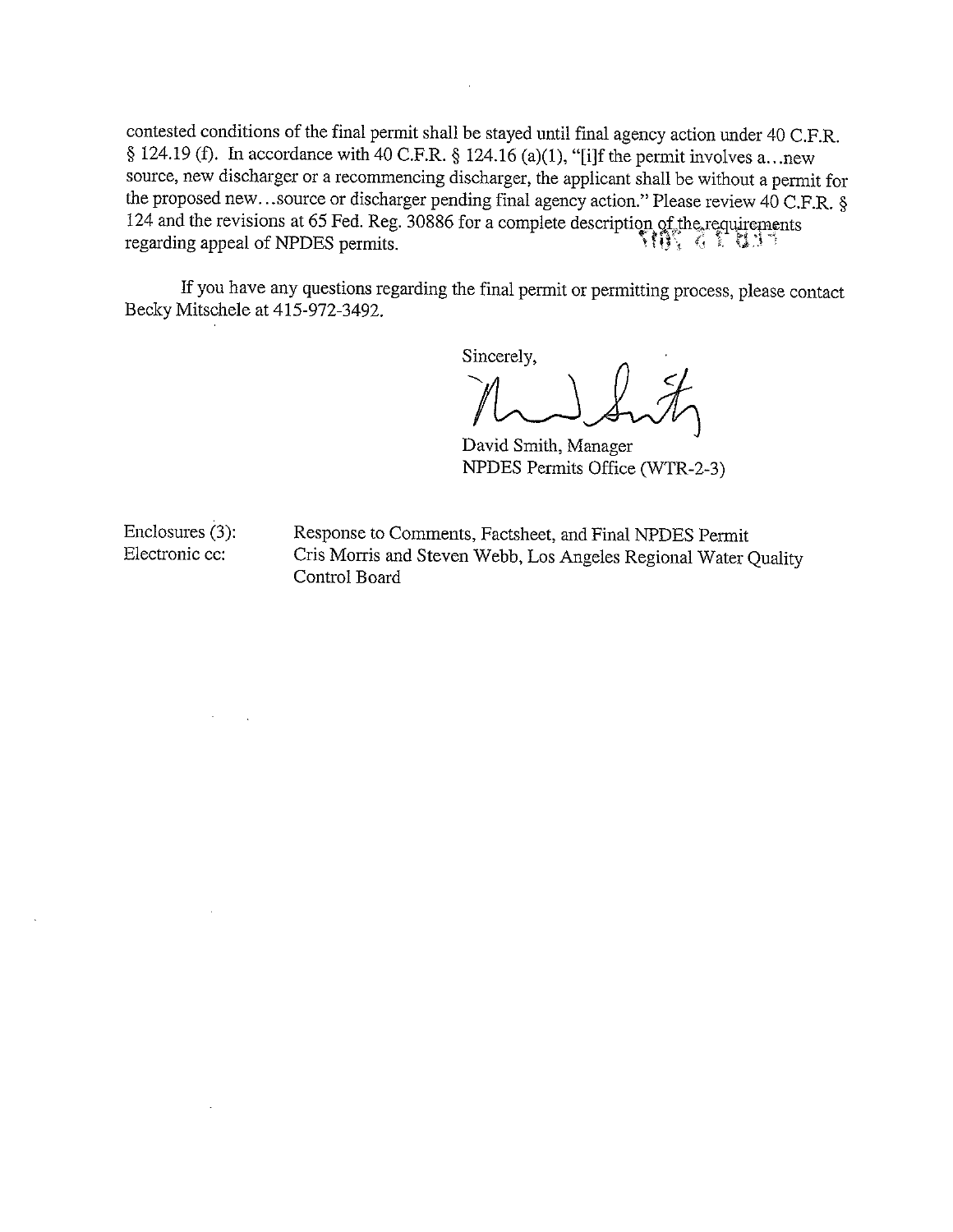contested conditions of the final permit shall be stayed until final agency action under 40 C.F.R. § 124.19 (f). In accordance with 40 C.F.R. § 124.16 (a)(1), "[i]f the permit involves a…new source, new discharger or a recommencing discharger, the applicant shall be without a permit for the proposed new…source or discharger pending final agency action." Please review 40 C.F.R. § 124 and the revisions at 65 Fed. Reg. 30886 for a complete description of the requirements regarding appeal of NPDES permits.

If you have any questions regarding the final permit or permitting process, please contact Becky Mitschele at 415-972-3492.

Sincerely,

David Smith, Manager
NPDES Permits Office (WTR-2-3)

Enclosures (3): Response to Comments, Factsheet, and Final NPDES Permit
Electronic cc: Cris Morris and Steven Webb, Los Angeles Regional Water Quality Control Board